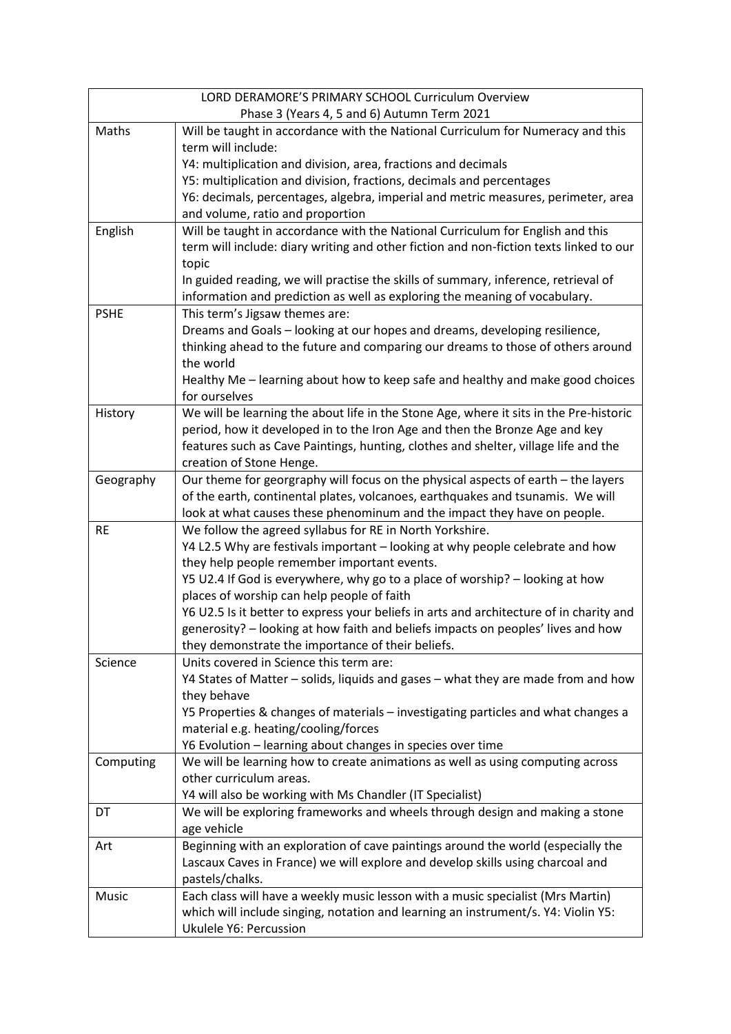| LORD DERAMORE'S PRIMARY SCHOOL Curriculum Overview<br>Phase 3 (Years 4, 5 and 6) Autumn Term 2021 | |
|---|---|
| Maths | Will be taught in accordance with the National Curriculum for Numeracy and this term will include:<br>Y4: multiplication and division, area, fractions and decimals<br>Y5: multiplication and division, fractions, decimals and percentages<br>Y6: decimals, percentages, algebra, imperial and metric measures, perimeter, area and volume, ratio and proportion |
| English | Will be taught in accordance with the National Curriculum for English and this term will include: diary writing and other fiction and non-fiction texts linked to our topic<br>In guided reading, we will practise the skills of summary, inference, retrieval of information and prediction as well as exploring the meaning of vocabulary. |
| PSHE | This term's Jigsaw themes are:<br>Dreams and Goals – looking at our hopes and dreams, developing resilience, thinking ahead to the future and comparing our dreams to those of others around the world<br>Healthy Me – learning about how to keep safe and healthy and make good choices for ourselves |
| History | We will be learning the about life in the Stone Age, where it sits in the Pre-historic period, how it developed in to the Iron Age and then the Bronze Age and key features such as Cave Paintings, hunting, clothes and shelter, village life and the creation of Stone Henge. |
| Geography | Our theme for georgraphy will focus on the physical aspects of earth – the layers of the earth, continental plates, volcanoes, earthquakes and tsunamis. We will look at what causes these phenominum and the impact they have on people. |
| RE | We follow the agreed syllabus for RE in North Yorkshire.<br>Y4 L2.5 Why are festivals important – looking at why people celebrate and how they help people remember important events.<br>Y5 U2.4 If God is everywhere, why go to a place of worship? – looking at how places of worship can help people of faith<br>Y6 U2.5 Is it better to express your beliefs in arts and architecture of in charity and generosity? – looking at how faith and beliefs impacts on peoples' lives and how they demonstrate the importance of their beliefs. |
| Science | Units covered in Science this term are:<br>Y4 States of Matter – solids, liquids and gases – what they are made from and how they behave<br>Y5 Properties & changes of materials – investigating particles and what changes a material e.g. heating/cooling/forces<br>Y6 Evolution – learning about changes in species over time |
| Computing | We will be learning how to create animations as well as using computing across other curriculum areas.<br>Y4 will also be working with Ms Chandler (IT Specialist) |
| DT | We will be exploring frameworks and wheels through design and making a stone age vehicle |
| Art | Beginning with an exploration of cave paintings around the world (especially the Lascaux Caves in France) we will explore and develop skills using charcoal and pastels/chalks. |
| Music | Each class will have a weekly music lesson with a music specialist (Mrs Martin) which will include singing, notation and learning an instrument/s. Y4: Violin Y5: Ukulele Y6: Percussion |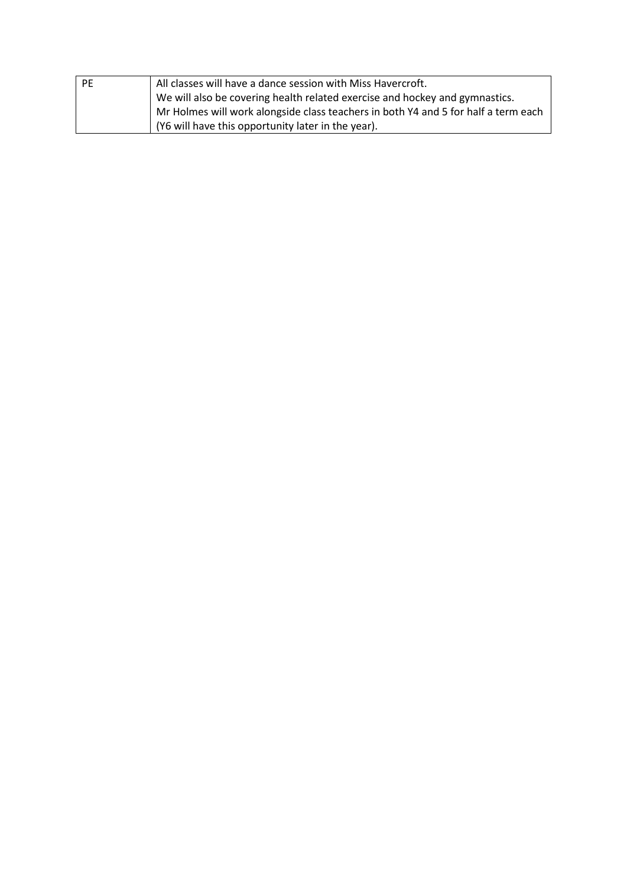| | |
|---|---|
| PE | All classes will have a dance session with Miss Havercroft.<br>We will also be covering health related exercise and hockey and gymnastics.<br>Mr Holmes will work alongside class teachers in both Y4 and 5 for half a term each (Y6 will have this opportunity later in the year). |